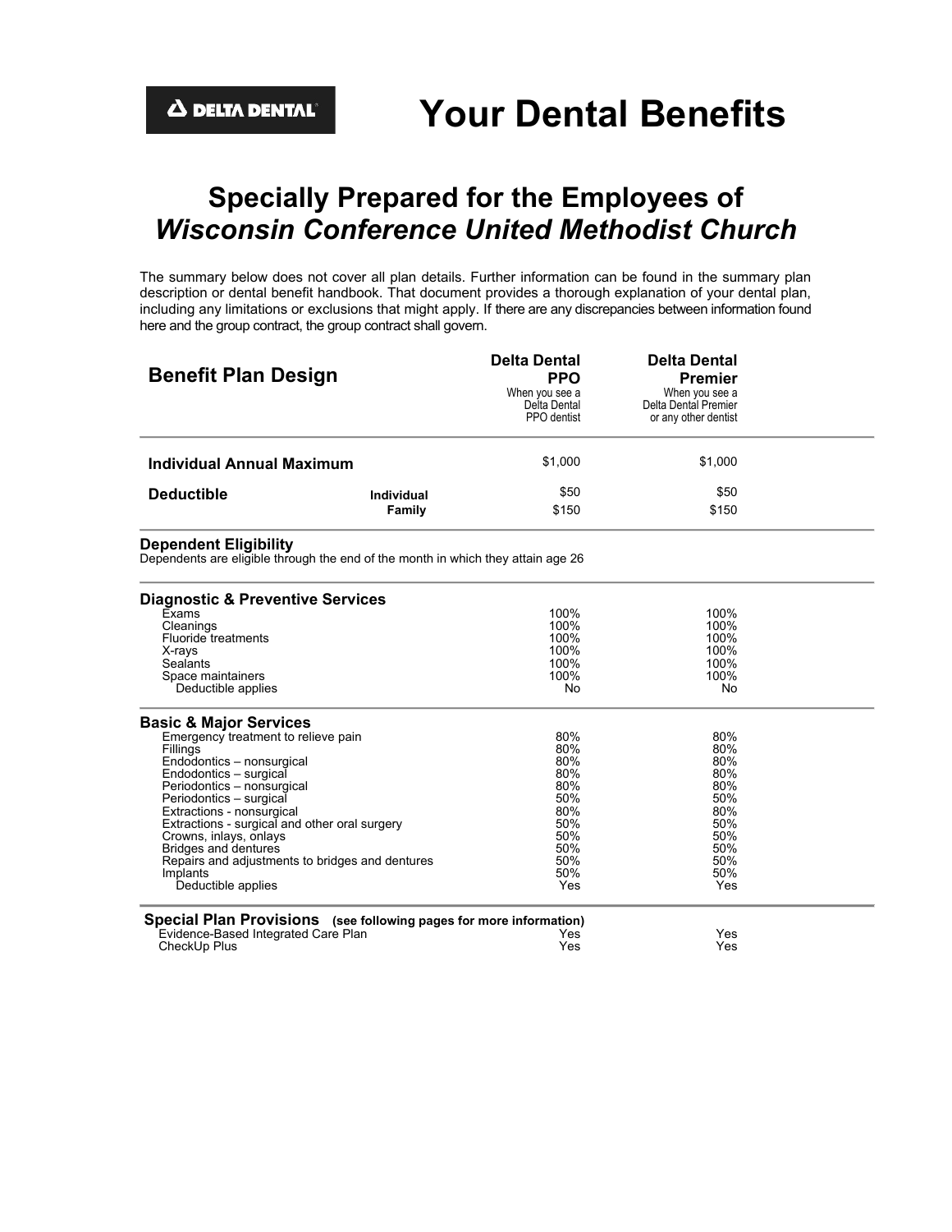DELTA DENTAL

# Your Dental Benefits

## Specially Prepared for the Employees of *Wisconsin Conference United Methodist Church*

The summary below does not cover all plan details. Further information can be found in the summary plan description or dental benefit handbook. That document provides a thorough explanation of your dental plan, including any limitations or exclusions that might apply. If there are any discrepancies between information found here and the group contract, the group contract shall govern.

| **Benefit Plan Design** | | **Delta Dental PPO** When you see a Delta Dental PPO dentist | **Delta Dental Premier** When you see a Delta Dental Premier or any other dentist |
|---|---|---|---|
| **Individual Annual Maximum** | | $1,000 | $1,000 |
| **Deductible** | **Individual** | $50 | $50 |
| | **Family** | $150 | $150 |

**Dependent Eligibility**
Dependents are eligible through the end of the month in which they attain age 26

| **Diagnostic & Preventive Services** | | |
|---|---|---|
| Exams | 100% | 100% |
| Cleanings | 100% | 100% |
| Fluoride treatments | 100% | 100% |
| X-rays | 100% | 100% |
| Sealants | 100% | 100% |
| Space maintainers | 100% | 100% |
| Deductible applies | No | No |

| **Basic & Major Services** | | |
|---|---|---|
| Emergency treatment to relieve pain | 80% | 80% |
| Fillings | 80% | 80% |
| Endodontics – nonsurgical | 80% | 80% |
| Endodontics – surgical | 80% | 80% |
| Periodontics – nonsurgical | 80% | 80% |
| Periodontics – surgical | 50% | 50% |
| Extractions - nonsurgical | 80% | 80% |
| Extractions - surgical and other oral surgery | 50% | 50% |
| Crowns, inlays, onlays | 50% | 50% |
| Bridges and dentures | 50% | 50% |
| Repairs and adjustments to bridges and dentures | 50% | 50% |
| Implants | 50% | 50% |
| Deductible applies | Yes | Yes |

| **Special Plan Provisions** (see following pages for more information) | | |
|---|---|---|
| Evidence-Based Integrated Care Plan | Yes | Yes |
| CheckUp Plus | Yes | Yes |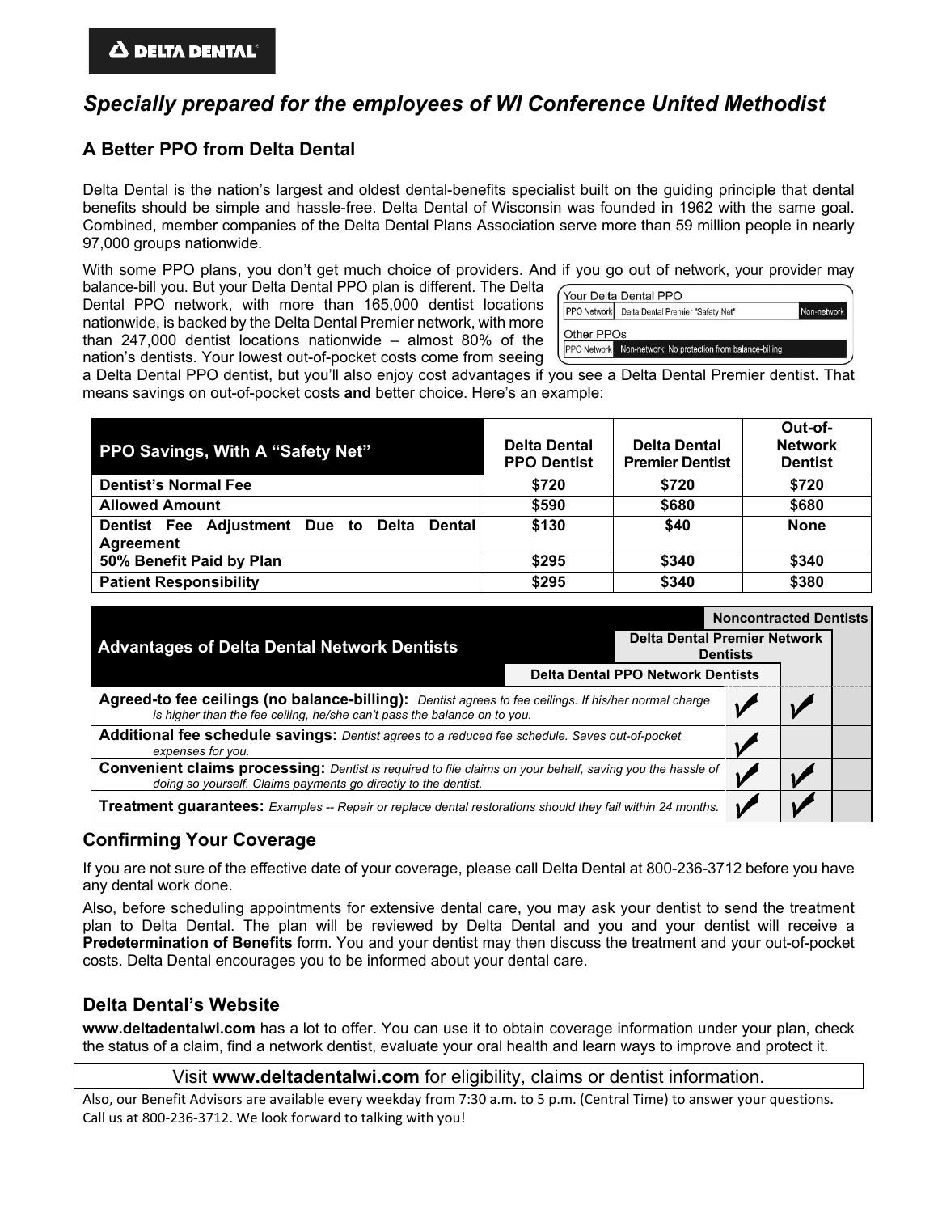**DELTA DENTAL**

# Specially prepared for the employees of WI Conference United Methodist

## A Better PPO from Delta Dental

Delta Dental is the nation's largest and oldest dental-benefits specialist built on the guiding principle that dental benefits should be simple and hassle-free. Delta Dental of Wisconsin was founded in 1962 with the same goal. Combined, member companies of the Delta Dental Plans Association serve more than 59 million people in nearly 97,000 groups nationwide.

With some PPO plans, you don't get much choice of providers. And if you go out of network, your provider may balance-bill you. But your Delta Dental PPO plan is different. The Delta Dental PPO network, with more than 165,000 dentist locations nationwide, is backed by the Delta Dental Premier network, with more than 247,000 dentist locations nationwide – almost 80% of the nation's dentists. Your lowest out-of-pocket costs come from seeing a Delta Dental PPO dentist, but you'll also enjoy cost advantages if you see a Delta Dental Premier dentist. That means savings on out-of-pocket costs **and** better choice. Here's an example:

Your Delta Dental PPO

| PPO Network | Delta Dental Premier "Safety Net" | Non-network |
|---|---|---|

Other PPOs

| PPO Network | Non-network: No protection from balance-billing |
|---|---|

| PPO Savings, With A "Safety Net" | Delta Dental PPO Dentist | Delta Dental Premier Dentist | Out-of-Network Dentist |
|---|---|---|---|
| **Dentist's Normal Fee** | $720 | $720 | $720 |
| **Allowed Amount** | $590 | $680 | $680 |
| **Dentist Fee Adjustment Due to Delta Dental Agreement** | $130 | $40 | None |
| **50% Benefit Paid by Plan** | $295 | $340 | $340 |
| **Patient Responsibility** | $295 | $340 | $380 |

| Advantages of Delta Dental Network Dentists | Delta Dental PPO Network Dentists | Delta Dental Premier Network Dentists | Noncontracted Dentists |
|---|---|---|---|
| **Agreed-to fee ceilings (no balance-billing):** *Dentist agrees to fee ceilings. If his/her normal charge is higher than the fee ceiling, he/she can't pass the balance on to you.* | ✓ | ✓ | |
| **Additional fee schedule savings:** *Dentist agrees to a reduced fee schedule. Saves out-of-pocket expenses for you.* | ✓ | | |
| **Convenient claims processing:** *Dentist is required to file claims on your behalf, saving you the hassle of doing so yourself. Claims payments go directly to the dentist.* | ✓ | ✓ | |
| **Treatment guarantees:** *Examples -- Repair or replace dental restorations should they fail within 24 months.* | ✓ | ✓ | |

## Confirming Your Coverage

If you are not sure of the effective date of your coverage, please call Delta Dental at 800-236-3712 before you have any dental work done.

Also, before scheduling appointments for extensive dental care, you may ask your dentist to send the treatment plan to Delta Dental. The plan will be reviewed by Delta Dental and you and your dentist will receive a **Predetermination of Benefits** form. You and your dentist may then discuss the treatment and your out-of-pocket costs. Delta Dental encourages you to be informed about your dental care.

## Delta Dental's Website

**www.deltadentalwi.com** has a lot to offer. You can use it to obtain coverage information under your plan, check the status of a claim, find a network dentist, evaluate your oral health and learn ways to improve and protect it.

Visit **www.deltadentalwi.com** for eligibility, claims or dentist information.

Also, our Benefit Advisors are available every weekday from 7:30 a.m. to 5 p.m. (Central Time) to answer your questions. Call us at 800-236-3712. We look forward to talking with you!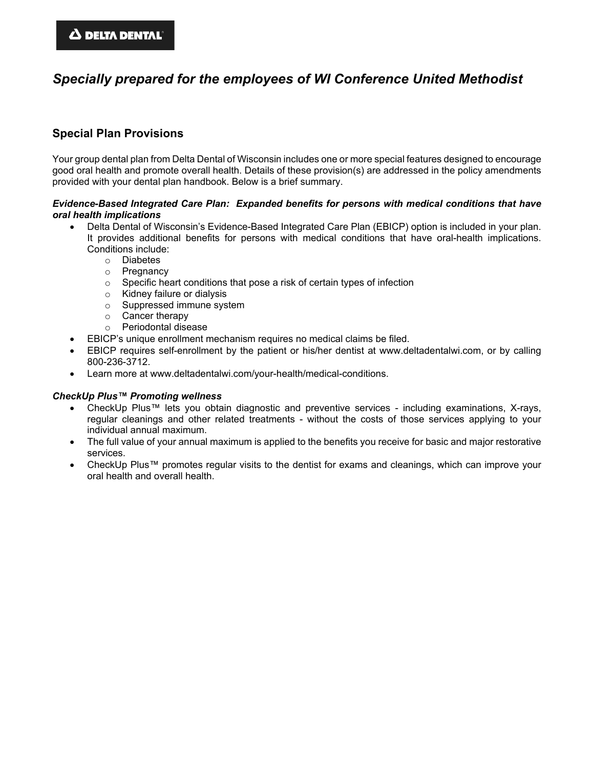DELTA DENTAL

*Specially prepared for the employees of WI Conference United Methodist*

## Special Plan Provisions

Your group dental plan from Delta Dental of Wisconsin includes one or more special features designed to encourage good oral health and promote overall health. Details of these provision(s) are addressed in the policy amendments provided with your dental plan handbook. Below is a brief summary.

***Evidence-Based Integrated Care Plan: Expanded benefits for persons with medical conditions that have oral health implications***

- Delta Dental of Wisconsin's Evidence-Based Integrated Care Plan (EBICP) option is included in your plan. It provides additional benefits for persons with medical conditions that have oral-health implications. Conditions include:
  - Diabetes
  - Pregnancy
  - Specific heart conditions that pose a risk of certain types of infection
  - Kidney failure or dialysis
  - Suppressed immune system
  - Cancer therapy
  - Periodontal disease
- EBICP's unique enrollment mechanism requires no medical claims be filed.
- EBICP requires self-enrollment by the patient or his/her dentist at www.deltadentalwi.com, or by calling 800-236-3712.
- Learn more at www.deltadentalwi.com/your-health/medical-conditions.

***CheckUp Plus™ Promoting wellness***

- CheckUp Plus™ lets you obtain diagnostic and preventive services - including examinations, X-rays, regular cleanings and other related treatments - without the costs of those services applying to your individual annual maximum.
- The full value of your annual maximum is applied to the benefits you receive for basic and major restorative services.
- CheckUp Plus™ promotes regular visits to the dentist for exams and cleanings, which can improve your oral health and overall health.